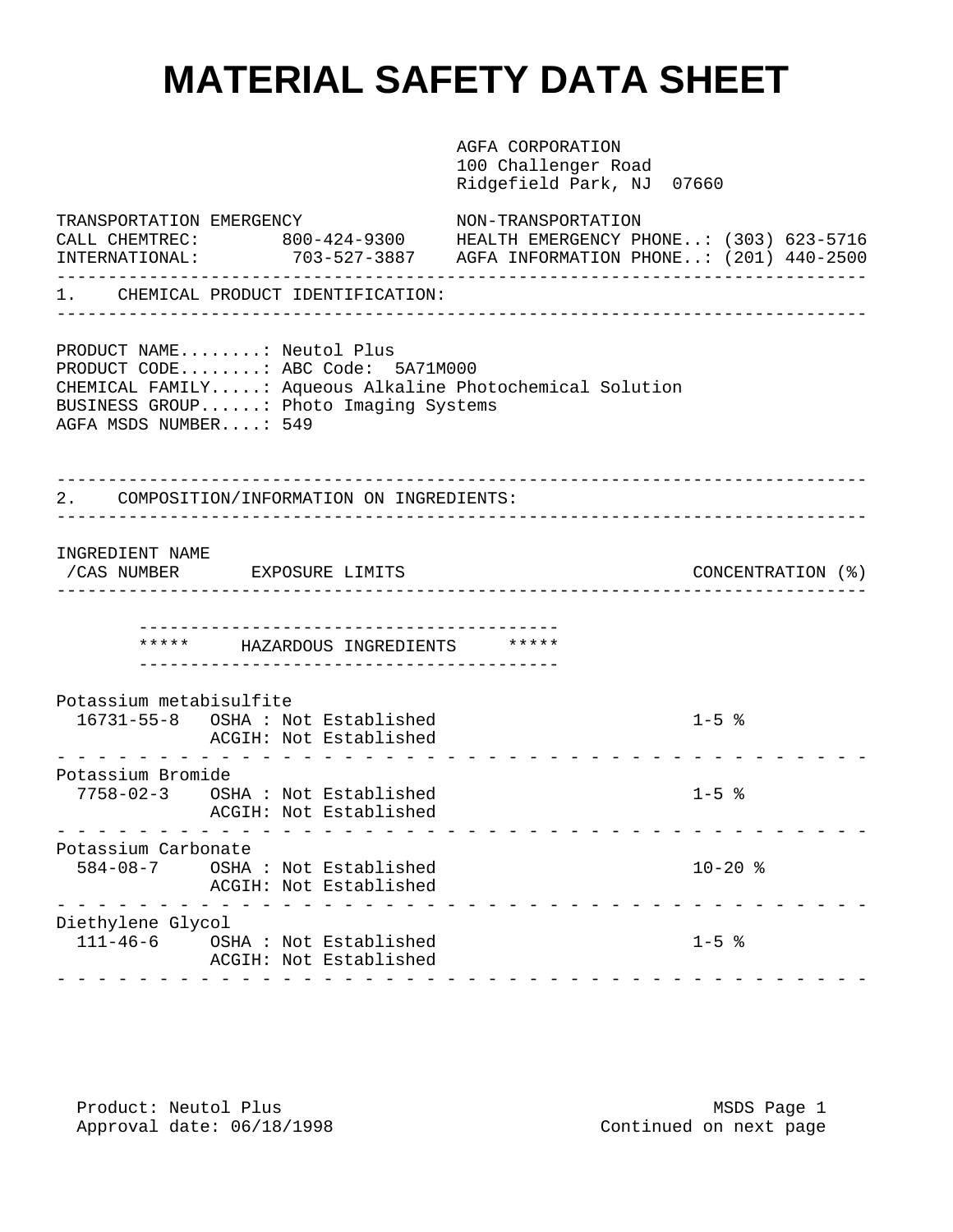# MATERIAL SAFETY DATA SHEET

AGFA CORPORATION
100 Challenger Road
Ridgefield Park, NJ 07660

| TRANSPORTATION EMERGENCY | | NON-TRANSPORTATION |
|---|---|---|
| CALL CHEMTREC: | 800-424-9300 | HEALTH EMERGENCY PHONE..: (303) 623-5716 |
| INTERNATIONAL: | 703-527-3887 | AGFA INFORMATION PHONE..: (201) 440-2500 |

## 1. CHEMICAL PRODUCT IDENTIFICATION:

PRODUCT NAME........: Neutol Plus
PRODUCT CODE........: ABC Code: 5A71M000
CHEMICAL FAMILY.....: Aqueous Alkaline Photochemical Solution
BUSINESS GROUP......: Photo Imaging Systems
AGFA MSDS NUMBER....: 549

## 2. COMPOSITION/INFORMATION ON INGREDIENTS:

***** HAZARDOUS INGREDIENTS *****

| INGREDIENT NAME /CAS NUMBER | EXPOSURE LIMITS | CONCENTRATION (%) |
|---|---|---|
| Potassium metabisulfite 16731-55-8 | OSHA : Not Established<br>ACGIH: Not Established | 1-5 % |
| Potassium Bromide 7758-02-3 | OSHA : Not Established<br>ACGIH: Not Established | 1-5 % |
| Potassium Carbonate 584-08-7 | OSHA : Not Established<br>ACGIH: Not Established | 10-20 % |
| Diethylene Glycol 111-46-6 | OSHA : Not Established<br>ACGIH: Not Established | 1-5 % |

Product: Neutol Plus
Approval date: 06/18/1998

Continued on next page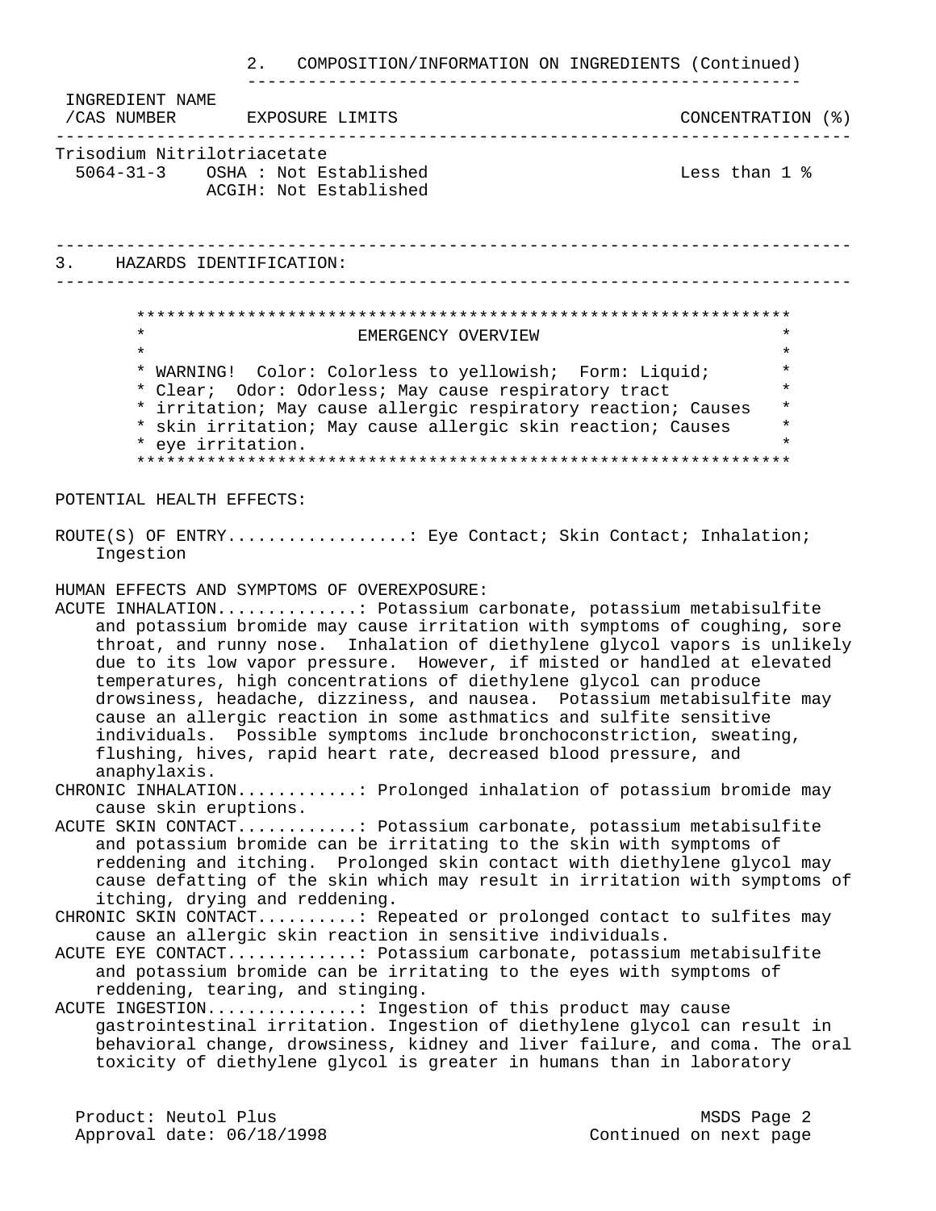## 2. COMPOSITION/INFORMATION ON INGREDIENTS (Continued)

| INGREDIENT NAME /CAS NUMBER | EXPOSURE LIMITS | CONCENTRATION (%) |
|---|---|---|
| Trisodium Nitrilotriacetate 5064-31-3 | OSHA : Not Established ACGIH: Not Established | Less than 1 % |

## 3. HAZARDS IDENTIFICATION:

**EMERGENCY OVERVIEW**

WARNING! Color: Colorless to yellowish; Form: Liquid; Clear; Odor: Odorless; May cause respiratory tract irritation; May cause allergic respiratory reaction; Causes skin irritation; May cause allergic skin reaction; Causes eye irritation.

POTENTIAL HEALTH EFFECTS:

ROUTE(S) OF ENTRY..................: Eye Contact; Skin Contact; Inhalation; Ingestion

HUMAN EFFECTS AND SYMPTOMS OF OVEREXPOSURE:

ACUTE INHALATION..............: Potassium carbonate, potassium metabisulfite and potassium bromide may cause irritation with symptoms of coughing, sore throat, and runny nose. Inhalation of diethylene glycol vapors is unlikely due to its low vapor pressure. However, if misted or handled at elevated temperatures, high concentrations of diethylene glycol can produce drowsiness, headache, dizziness, and nausea. Potassium metabisulfite may cause an allergic reaction in some asthmatics and sulfite sensitive individuals. Possible symptoms include bronchoconstriction, sweating, flushing, hives, rapid heart rate, decreased blood pressure, and anaphylaxis.

CHRONIC INHALATION............: Prolonged inhalation of potassium bromide may cause skin eruptions.

ACUTE SKIN CONTACT............: Potassium carbonate, potassium metabisulfite and potassium bromide can be irritating to the skin with symptoms of reddening and itching. Prolonged skin contact with diethylene glycol may cause defatting of the skin which may result in irritation with symptoms of itching, drying and reddening.

CHRONIC SKIN CONTACT..........: Repeated or prolonged contact to sulfites may cause an allergic skin reaction in sensitive individuals.

ACUTE EYE CONTACT.............: Potassium carbonate, potassium metabisulfite and potassium bromide can be irritating to the eyes with symptoms of reddening, tearing, and stinging.

ACUTE INGESTION...............: Ingestion of this product may cause gastrointestinal irritation. Ingestion of diethylene glycol can result in behavioral change, drowsiness, kidney and liver failure, and coma. The oral toxicity of diethylene glycol is greater in humans than in laboratory

Product: Neutol Plus
Approval date: 06/18/1998
Continued on next page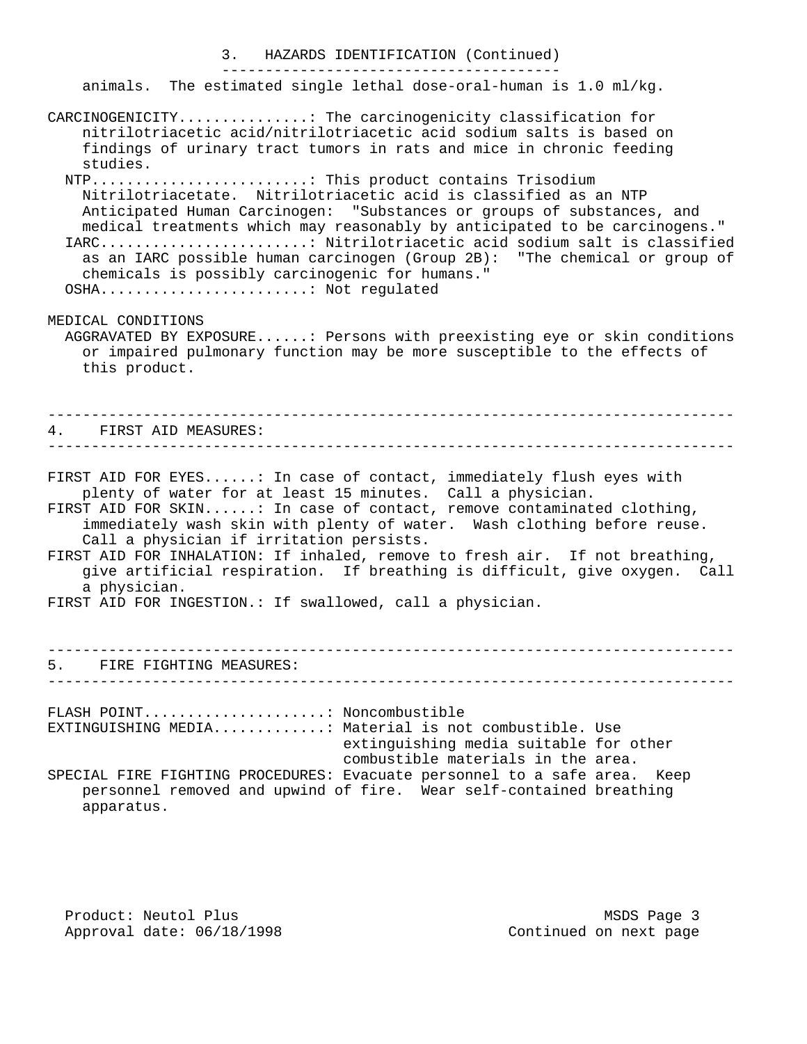## 3. HAZARDS IDENTIFICATION (Continued)

animals. The estimated single lethal dose-oral-human is 1.0 ml/kg.

CARCINOGENICITY...............: The carcinogenicity classification for nitrilotriacetic acid/nitrilotriacetic acid sodium salts is based on findings of urinary tract tumors in rats and mice in chronic feeding studies.

NTP.........................: This product contains Trisodium Nitrilotriacetate. Nitrilotriacetic acid is classified as an NTP Anticipated Human Carcinogen: "Substances or groups of substances, and medical treatments which may reasonably by anticipated to be carcinogens."

IARC........................: Nitrilotriacetic acid sodium salt is classified as an IARC possible human carcinogen (Group 2B): "The chemical or group of chemicals is possibly carcinogenic for humans."

OSHA........................: Not regulated

MEDICAL CONDITIONS
AGGRAVATED BY EXPOSURE......: Persons with preexisting eye or skin conditions or impaired pulmonary function may be more susceptible to the effects of this product.

## 4. FIRST AID MEASURES:

FIRST AID FOR EYES......: In case of contact, immediately flush eyes with plenty of water for at least 15 minutes. Call a physician.

FIRST AID FOR SKIN......: In case of contact, remove contaminated clothing, immediately wash skin with plenty of water. Wash clothing before reuse. Call a physician if irritation persists.

FIRST AID FOR INHALATION: If inhaled, remove to fresh air. If not breathing, give artificial respiration. If breathing is difficult, give oxygen. Call a physician.

FIRST AID FOR INGESTION.: If swallowed, call a physician.

## 5. FIRE FIGHTING MEASURES:

FLASH POINT.....................: Noncombustible

EXTINGUISHING MEDIA..,..........: Material is not combustible. Use extinguishing media suitable for other combustible materials in the area.

SPECIAL FIRE FIGHTING PROCEDURES: Evacuate personnel to a safe area. Keep personnel removed and upwind of fire. Wear self-contained breathing apparatus.

Product: Neutol Plus
Approval date: 06/18/1998

Continued on next page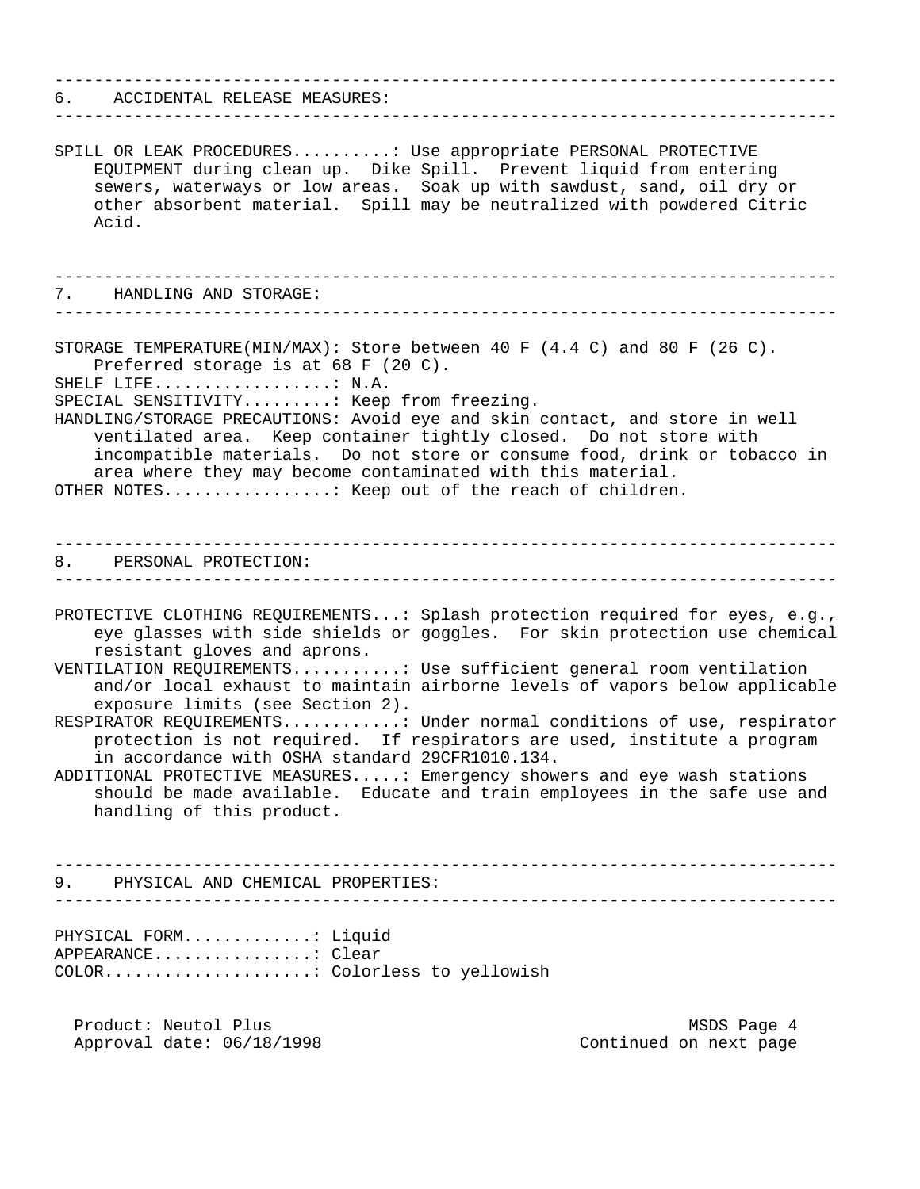## 6. ACCIDENTAL RELEASE MEASURES:

SPILL OR LEAK PROCEDURES..........: Use appropriate PERSONAL PROTECTIVE EQUIPMENT during clean up. Dike Spill. Prevent liquid from entering sewers, waterways or low areas. Soak up with sawdust, sand, oil dry or other absorbent material. Spill may be neutralized with powdered Citric Acid.

## 7. HANDLING AND STORAGE:

STORAGE TEMPERATURE(MIN/MAX): Store between 40 F (4.4 C) and 80 F (26 C). Preferred storage is at 68 F (20 C).
SHELF LIFE..................: N.A.
SPECIAL SENSITIVITY.........: Keep from freezing.
HANDLING/STORAGE PRECAUTIONS: Avoid eye and skin contact, and store in well ventilated area. Keep container tightly closed. Do not store with incompatible materials. Do not store or consume food, drink or tobacco in area where they may become contaminated with this material.
OTHER NOTES.................: Keep out of the reach of children.

## 8. PERSONAL PROTECTION:

PROTECTIVE CLOTHING REQUIREMENTS...: Splash protection required for eyes, e.g., eye glasses with side shields or goggles. For skin protection use chemical resistant gloves and aprons.
VENTILATION REQUIREMENTS...........: Use sufficient general room ventilation and/or local exhaust to maintain airborne levels of vapors below applicable exposure limits (see Section 2).
RESPIRATOR REQUIREMENTS............: Under normal conditions of use, respirator protection is not required. If respirators are used, institute a program in accordance with OSHA standard 29CFR1010.134.
ADDITIONAL PROTECTIVE MEASURES.....: Emergency showers and eye wash stations should be made available. Educate and train employees in the safe use and handling of this product.

## 9. PHYSICAL AND CHEMICAL PROPERTIES:

PHYSICAL FORM.............: Liquid
APPEARANCE................: Clear
COLOR.....................: Colorless to yellowish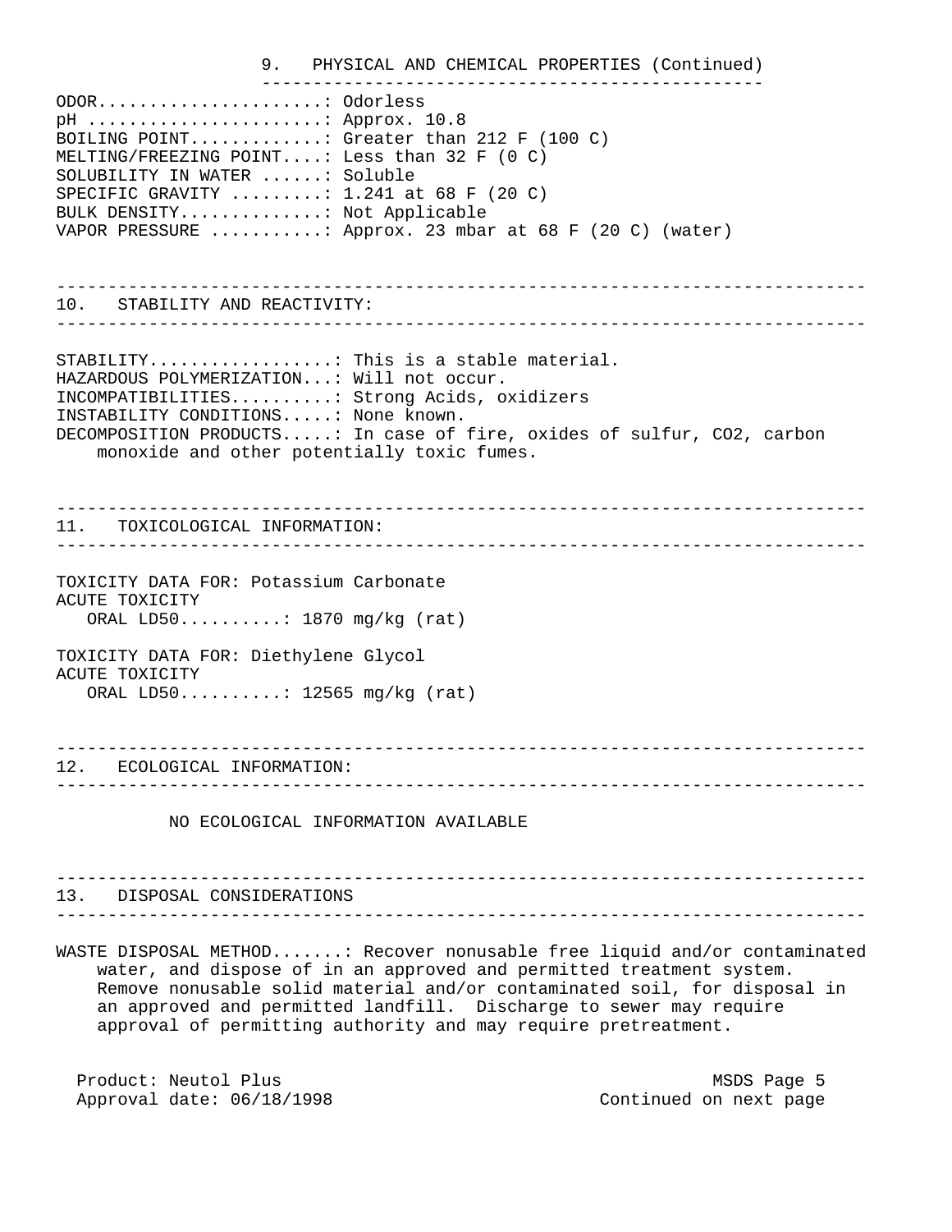## 9. PHYSICAL AND CHEMICAL PROPERTIES (Continued)

ODOR......................: Odorless
pH .......................: Approx. 10.8
BOILING POINT.............: Greater than 212 F (100 C)
MELTING/FREEZING POINT....: Less than 32 F (0 C)
SOLUBILITY IN WATER ......: Soluble
SPECIFIC GRAVITY .........: 1.241 at 68 F (20 C)
BULK DENSITY..............: Not Applicable
VAPOR PRESSURE ...........: Approx. 23 mbar at 68 F (20 C) (water)

## 10. STABILITY AND REACTIVITY:

STABILITY..................: This is a stable material.
HAZARDOUS POLYMERIZATION...: Will not occur.
INCOMPATIBILITIES..........: Strong Acids, oxidizers
INSTABILITY CONDITIONS.....: None known.
DECOMPOSITION PRODUCTS.....: In case of fire, oxides of sulfur, $CO_2$, carbon monoxide and other potentially toxic fumes.

## 11. TOXICOLOGICAL INFORMATION:

TOXICITY DATA FOR: Potassium Carbonate
ACUTE TOXICITY
ORAL LD50..........: 1870 mg/kg (rat)

TOXICITY DATA FOR: Diethylene Glycol
ACUTE TOXICITY
ORAL LD50..........: 12565 mg/kg (rat)

## 12. ECOLOGICAL INFORMATION:

NO ECOLOGICAL INFORMATION AVAILABLE

## 13. DISPOSAL CONSIDERATIONS

WASTE DISPOSAL METHOD.......: Recover nonusable free liquid and/or contaminated water, and dispose of in an approved and permitted treatment system. Remove nonusable solid material and/or contaminated soil, for disposal in an approved and permitted landfill. Discharge to sewer may require approval of permitting authority and may require pretreatment.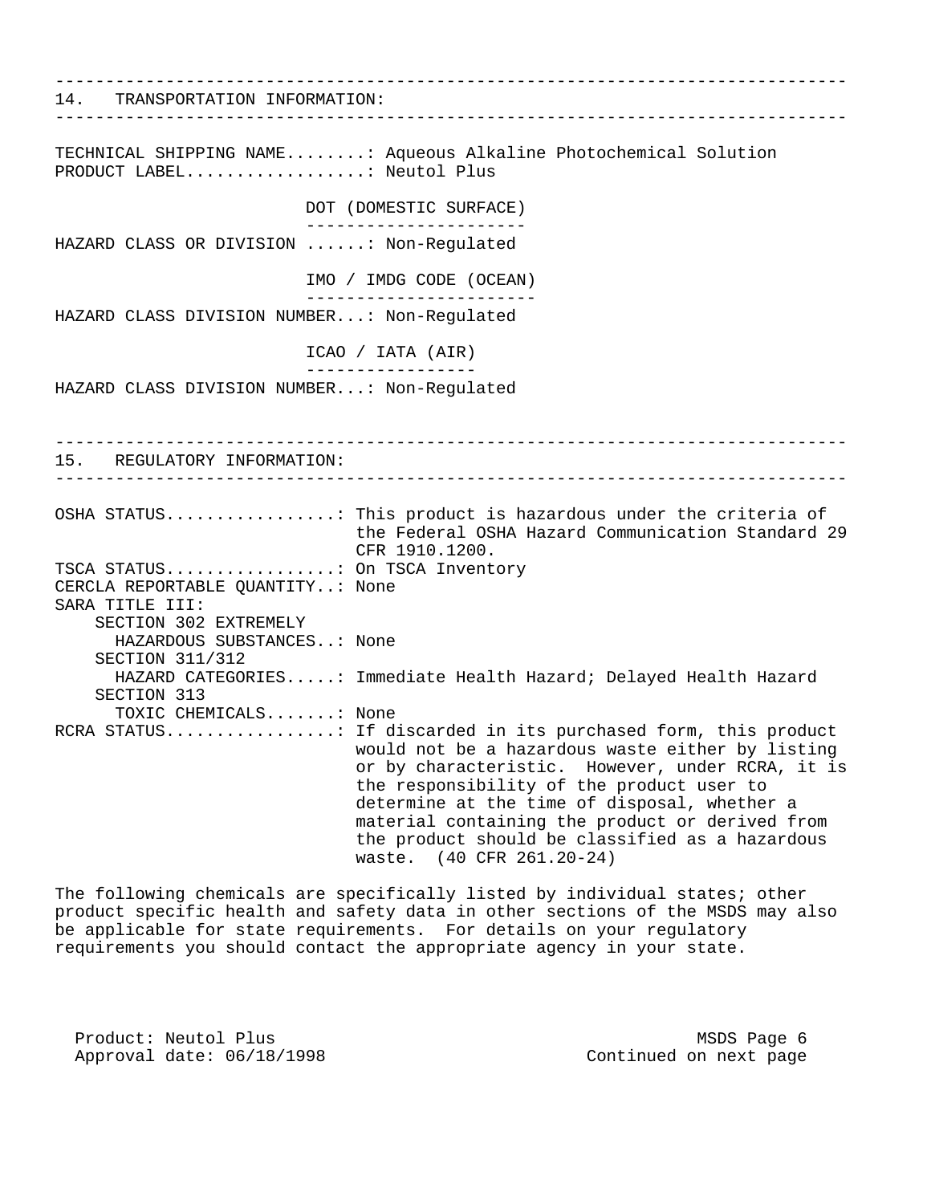## 14. TRANSPORTATION INFORMATION:

TECHNICAL SHIPPING NAME........: Aqueous Alkaline Photochemical Solution
PRODUCT LABEL..................: Neutol Plus

**DOT (DOMESTIC SURFACE)**

HAZARD CLASS OR DIVISION ......: Non-Regulated

**IMO / IMDG CODE (OCEAN)**

HAZARD CLASS DIVISION NUMBER...: Non-Regulated

**ICAO / IATA (AIR)**

HAZARD CLASS DIVISION NUMBER...: Non-Regulated

## 15. REGULATORY INFORMATION:

OSHA STATUS.................: This product is hazardous under the criteria of the Federal OSHA Hazard Communication Standard 29 CFR 1910.1200.

TSCA STATUS.................: On TSCA Inventory

CERCLA REPORTABLE QUANTITY..: None

SARA TITLE III:

- SECTION 302 EXTREMELY HAZARDOUS SUBSTANCES..: None
- SECTION 311/312 HAZARD CATEGORIES.....: Immediate Health Hazard; Delayed Health Hazard
- SECTION 313 TOXIC CHEMICALS.......: None

RCRA STATUS.................: If discarded in its purchased form, this product would not be a hazardous waste either by listing or by characteristic. However, under RCRA, it is the responsibility of the product user to determine at the time of disposal, whether a material containing the product or derived from the product should be classified as a hazardous waste. (40 CFR 261.20-24)

The following chemicals are specifically listed by individual states; other product specific health and safety data in other sections of the MSDS may also be applicable for state requirements. For details on your regulatory requirements you should contact the appropriate agency in your state.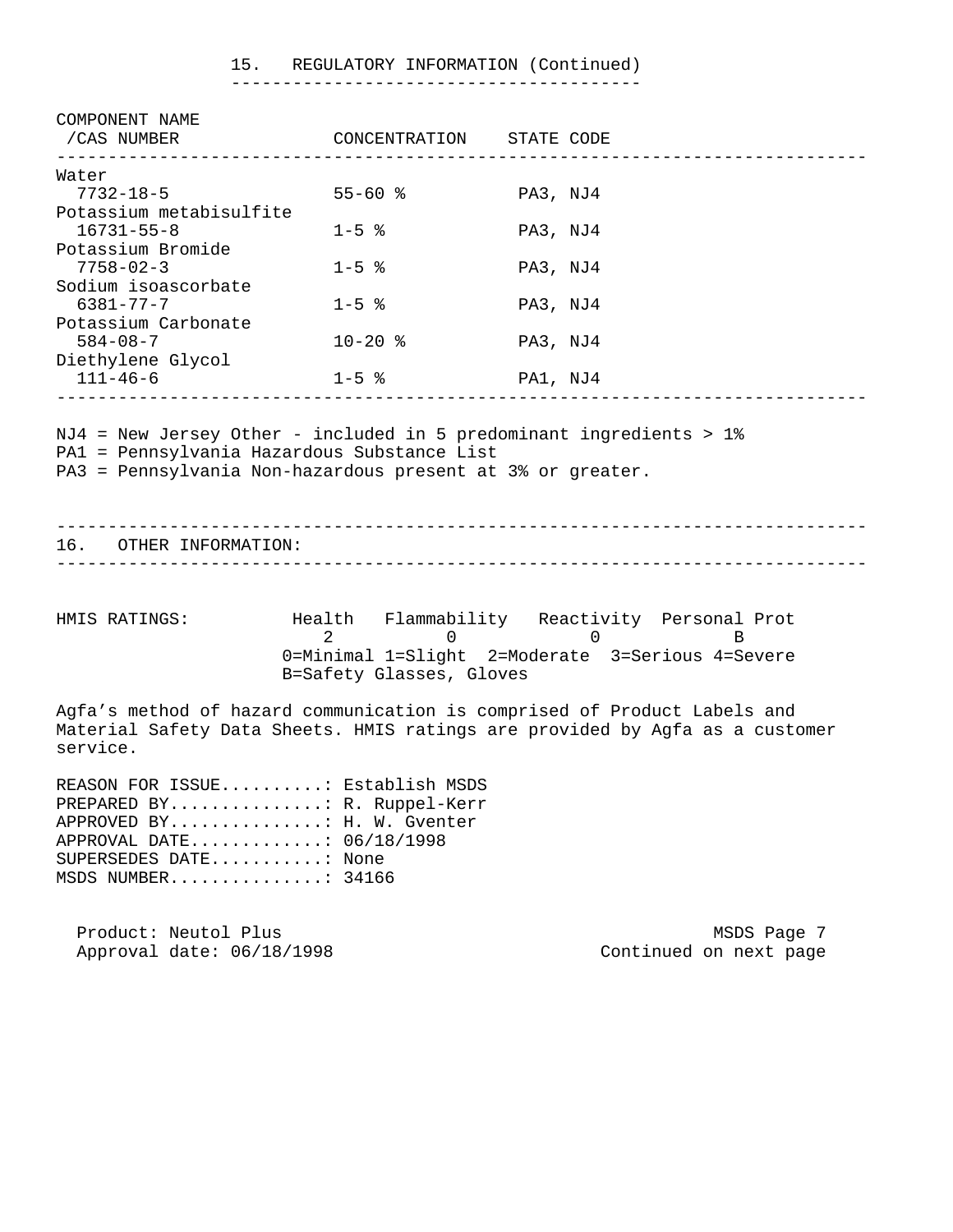## 15. REGULATORY INFORMATION (Continued)

| COMPONENT NAME /CAS NUMBER | CONCENTRATION | STATE CODE |
| --- | --- | --- |
| Water 7732-18-5 | 55-60 % | PA3, NJ4 |
| Potassium metabisulfite 16731-55-8 | 1-5 % | PA3, NJ4 |
| Potassium Bromide 7758-02-3 | 1-5 % | PA3, NJ4 |
| Sodium isoascorbate 6381-77-7 | 1-5 % | PA3, NJ4 |
| Potassium Carbonate 584-08-7 | 10-20 % | PA3, NJ4 |
| Diethylene Glycol 111-46-6 | 1-5 % | PA1, NJ4 |

NJ4 = New Jersey Other - included in 5 predominant ingredients > 1%
PA1 = Pennsylvania Hazardous Substance List
PA3 = Pennsylvania Non-hazardous present at 3% or greater.

## 16. OTHER INFORMATION:

| HMIS RATINGS: | Health | Flammability | Reactivity | Personal Prot |
| --- | --- | --- | --- | --- |
| | 2 | 0 | 0 | B |

0=Minimal 1=Slight 2=Moderate 3=Serious 4=Severe
B=Safety Glasses, Gloves

Agfa's method of hazard communication is comprised of Product Labels and Material Safety Data Sheets. HMIS ratings are provided by Agfa as a customer service.

REASON FOR ISSUE..........: Establish MSDS
PREPARED BY...............: R. Ruppel-Kerr
APPROVED BY...............: H. W. Gventer
APPROVAL DATE.............: 06/18/1998
SUPERSEDES DATE...........: None
MSDS NUMBER...............: 34166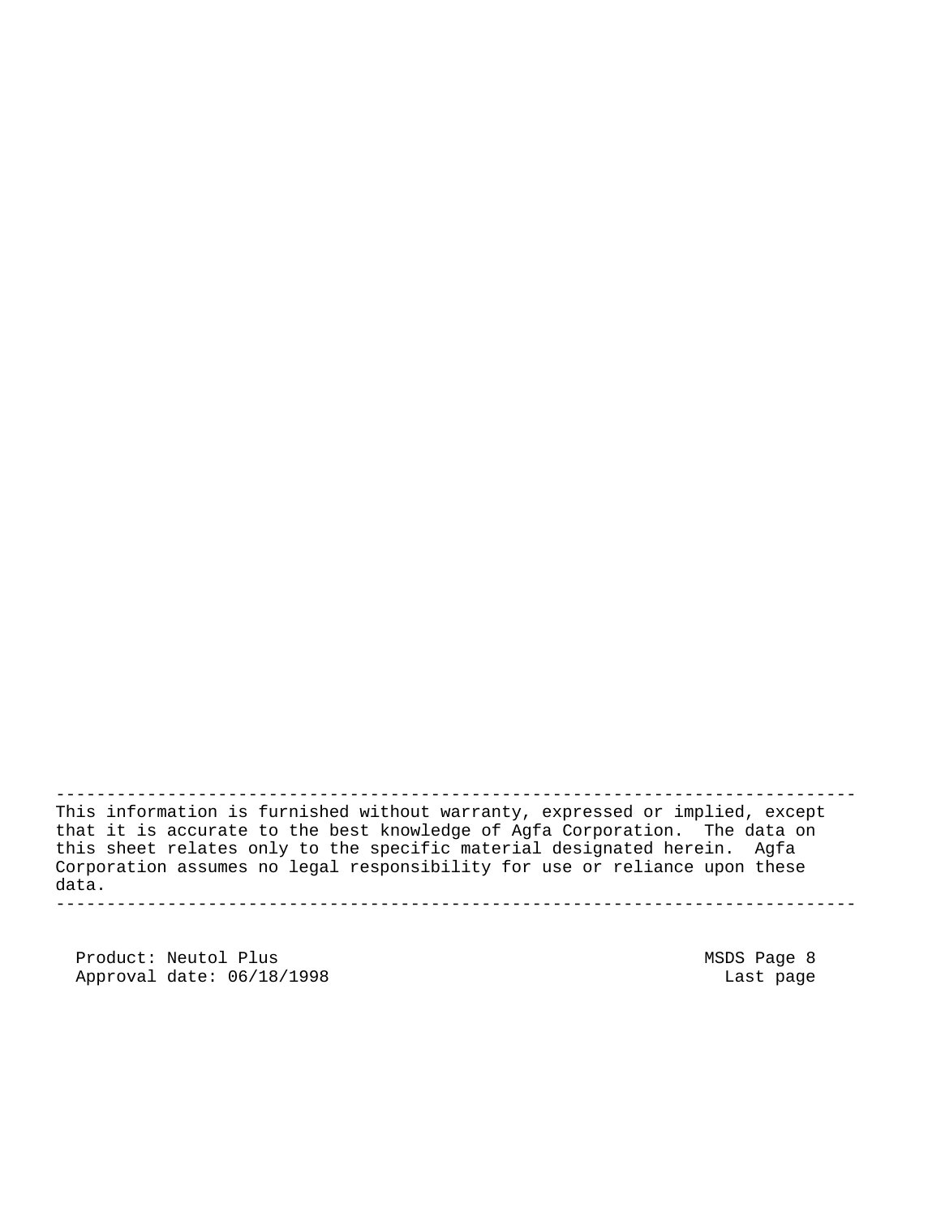---

This information is furnished without warranty, expressed or implied, except that it is accurate to the best knowledge of Agfa Corporation. The data on this sheet relates only to the specific material designated herein. Agfa Corporation assumes no legal responsibility for use or reliance upon these data.

---

Product: Neutol Plus
Approval date: 06/18/1998

MSDS Page 8
Last page